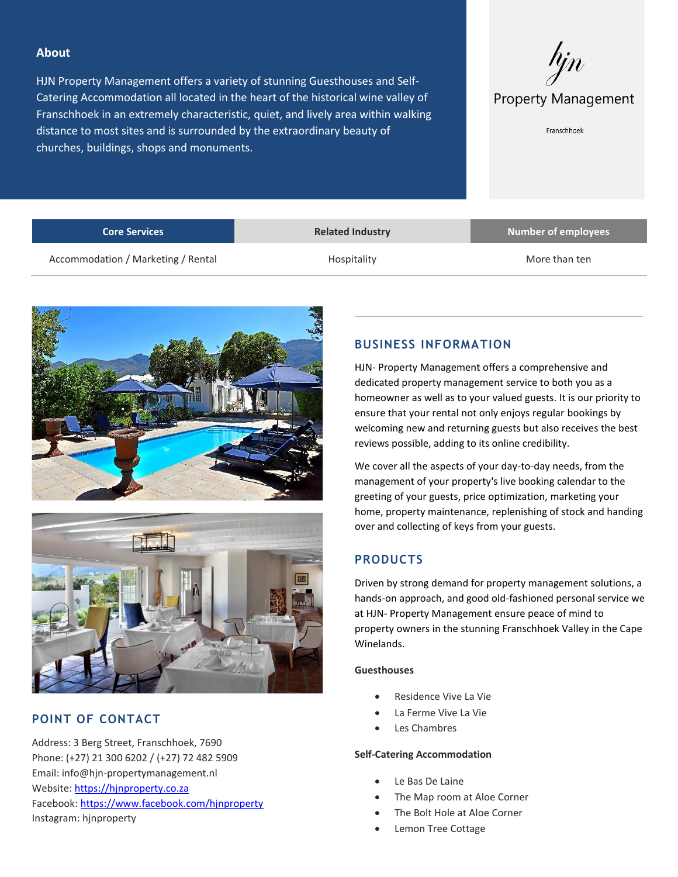## About

HJN Property Management offers a variety of stunning Guesthouses and Self-Catering Accommodation all located in the heart of the historical wine valley of Franschhoek in an extremely characteristic, quiet, and lively area within walking distance to most sites and is surrounded by the extraordinary beauty of churches, buildings, shops and monuments.

hjn
Property Management
Franschhoek

| Core Services | Related Industry | Number of employees |
|---|---|---|
| Accommodation / Marketing / Rental | Hospitality | More than ten |

## BUSINESS INFORMATION

HJN- Property Management offers a comprehensive and dedicated property management service to both you as a homeowner as well as to your valued guests. It is our priority to ensure that your rental not only enjoys regular bookings by welcoming new and returning guests but also receives the best reviews possible, adding to its online credibility.

We cover all the aspects of your day-to-day needs, from the management of your property's live booking calendar to the greeting of your guests, price optimization, marketing your home, property maintenance, replenishing of stock and handing over and collecting of keys from your guests.

## PRODUCTS

Driven by strong demand for property management solutions, a hands-on approach, and good old-fashioned personal service we at HJN- Property Management ensure peace of mind to property owners in the stunning Franschhoek Valley in the Cape Winelands.

**Guesthouses**

- Residence Vive La Vie
- La Ferme Vive La Vie
- Les Chambres

**Self-Catering Accommodation**

- Le Bas De Laine
- The Map room at Aloe Corner
- The Bolt Hole at Aloe Corner
- Lemon Tree Cottage

## POINT OF CONTACT

Address: 3 Berg Street, Franschhoek, 7690
Phone: (+27) 21 300 6202 / (+27) 72 482 5909
Email: info@hjn-propertymanagement.nl
Website: https://hjnproperty.co.za
Facebook: https://www.facebook.com/hjnproperty
Instagram: hjnproperty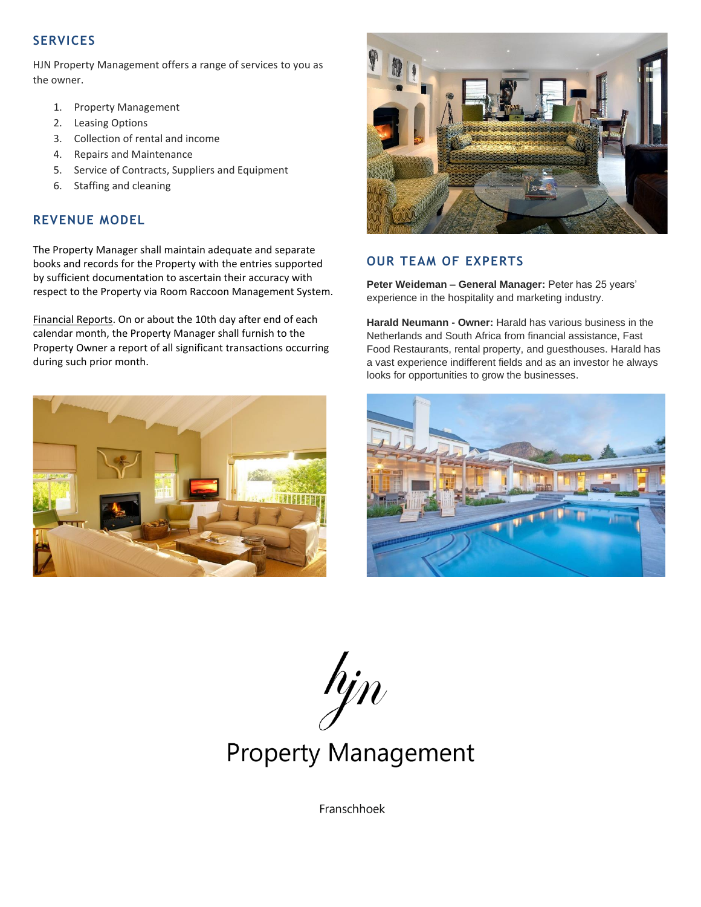## SERVICES

HJN Property Management offers a range of services to you as the owner.

1. Property Management
2. Leasing Options
3. Collection of rental and income
4. Repairs and Maintenance
5. Service of Contracts, Suppliers and Equipment
6. Staffing and cleaning

## REVENUE MODEL

The Property Manager shall maintain adequate and separate books and records for the Property with the entries supported by sufficient documentation to ascertain their accuracy with respect to the Property via Room Raccoon Management System.

Financial Reports. On or about the 10th day after end of each calendar month, the Property Manager shall furnish to the Property Owner a report of all significant transactions occurring during such prior month.

## OUR TEAM OF EXPERTS

**Peter Weideman – General Manager:** Peter has 25 years' experience in the hospitality and marketing industry.

**Harald Neumann - Owner:** Harald has various business in the Netherlands and South Africa from financial assistance, Fast Food Restaurants, rental property, and guesthouses. Harald has a vast experience indifferent fields and as an investor he always looks for opportunities to grow the businesses.

hjn

Property Management

Franschhoek